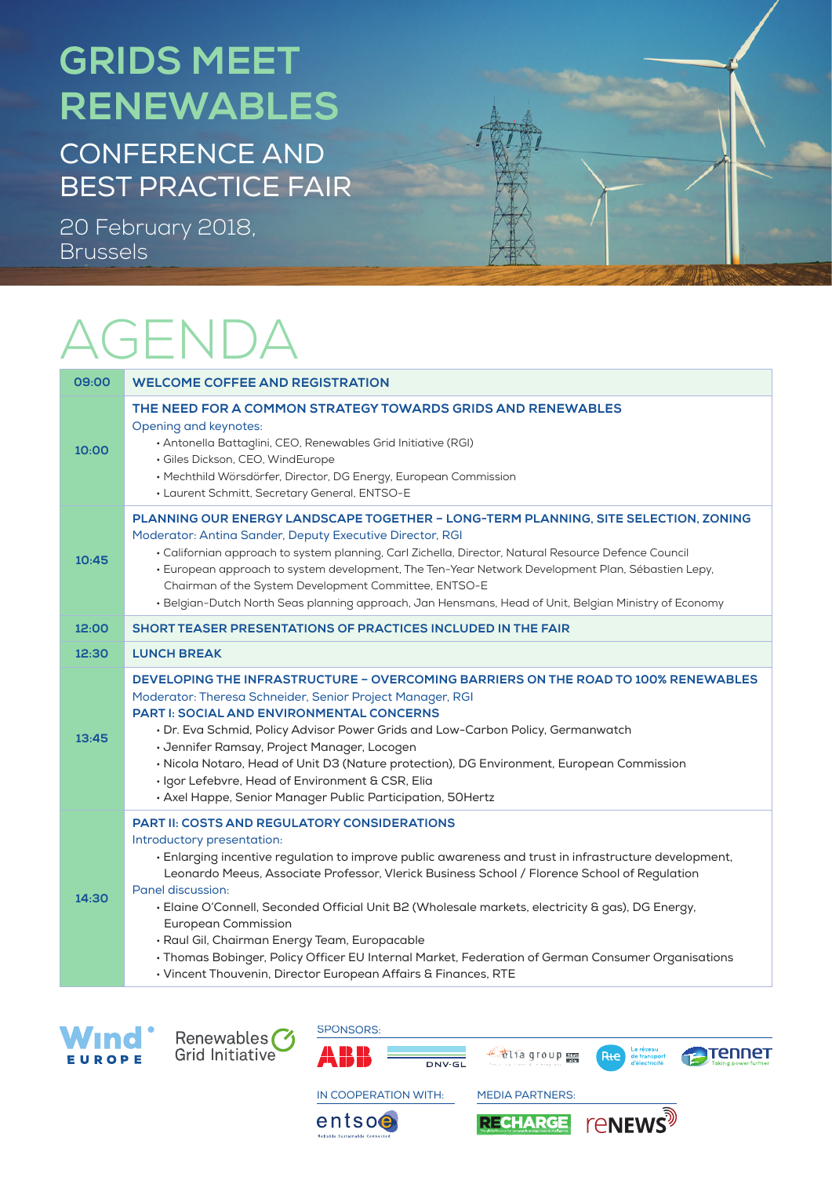# GRIDS MEET RENEWABLES

## CONFERENCE AND BEST PRACTICE FAIR

20 February 2018, Brussels

# AGENDA

| Time | Session |
|---|---|
| 09:00 | **WELCOME COFFEE AND REGISTRATION** |
| 10:00 | **THE NEED FOR A COMMON STRATEGY TOWARDS GRIDS AND RENEWABLES**<br>Opening and keynotes:<br>• Antonella Battaglini, CEO, Renewables Grid Initiative (RGI)<br>• Giles Dickson, CEO, WindEurope<br>• Mechthild Wörsdörfer, Director, DG Energy, European Commission<br>• Laurent Schmitt, Secretary General, ENTSO-E |
| 10:45 | **PLANNING OUR ENERGY LANDSCAPE TOGETHER – LONG-TERM PLANNING, SITE SELECTION, ZONING**<br>Moderator: Antina Sander, Deputy Executive Director, RGI<br>• Californian approach to system planning, Carl Zichella, Director, Natural Resource Defence Council<br>• European approach to system development, The Ten-Year Network Development Plan, Sébastien Lepy, Chairman of the System Development Committee, ENTSO-E<br>• Belgian-Dutch North Seas planning approach, Jan Hensmans, Head of Unit, Belgian Ministry of Economy |
| 12:00 | **SHORT TEASER PRESENTATIONS OF PRACTICES INCLUDED IN THE FAIR** |
| 12:30 | **LUNCH BREAK** |
| 13:45 | **DEVELOPING THE INFRASTRUCTURE – OVERCOMING BARRIERS ON THE ROAD TO 100% RENEWABLES**<br>Moderator: Theresa Schneider, Senior Project Manager, RGI<br>**PART I: SOCIAL AND ENVIRONMENTAL CONCERNS**<br>• Dr. Eva Schmid, Policy Advisor Power Grids and Low-Carbon Policy, Germanwatch<br>• Jennifer Ramsay, Project Manager, Locogen<br>• Nicola Notaro, Head of Unit D3 (Nature protection), DG Environment, European Commission<br>• Igor Lefebvre, Head of Environment & CSR, Elia<br>• Axel Happe, Senior Manager Public Participation, 50Hertz |
| 14:30 | **PART II: COSTS AND REGULATORY CONSIDERATIONS**<br>Introductory presentation:<br>• Enlarging incentive regulation to improve public awareness and trust in infrastructure development, Leonardo Meeus, Associate Professor, Vlerick Business School / Florence School of Regulation<br>Panel discussion:<br>• Elaine O'Connell, Seconded Official Unit B2 (Wholesale markets, electricity & gas), DG Energy, European Commission<br>• Raul Gil, Chairman Energy Team, Europacable<br>• Thomas Bobinger, Policy Officer EU Internal Market, Federation of German Consumer Organisations<br>• Vincent Thouvenin, Director European Affairs & Finances, RTE |

Wind Europe | Renewables Grid Initiative

SPONSORS: ABB, DNV·GL, elia group, Rte – Le réseau de transport d'électricité, TenneT – Taking power further

IN COOPERATION WITH: entsoe – Reliable Sustainable Connected

MEDIA PARTNERS: RECHARGE, reNEWS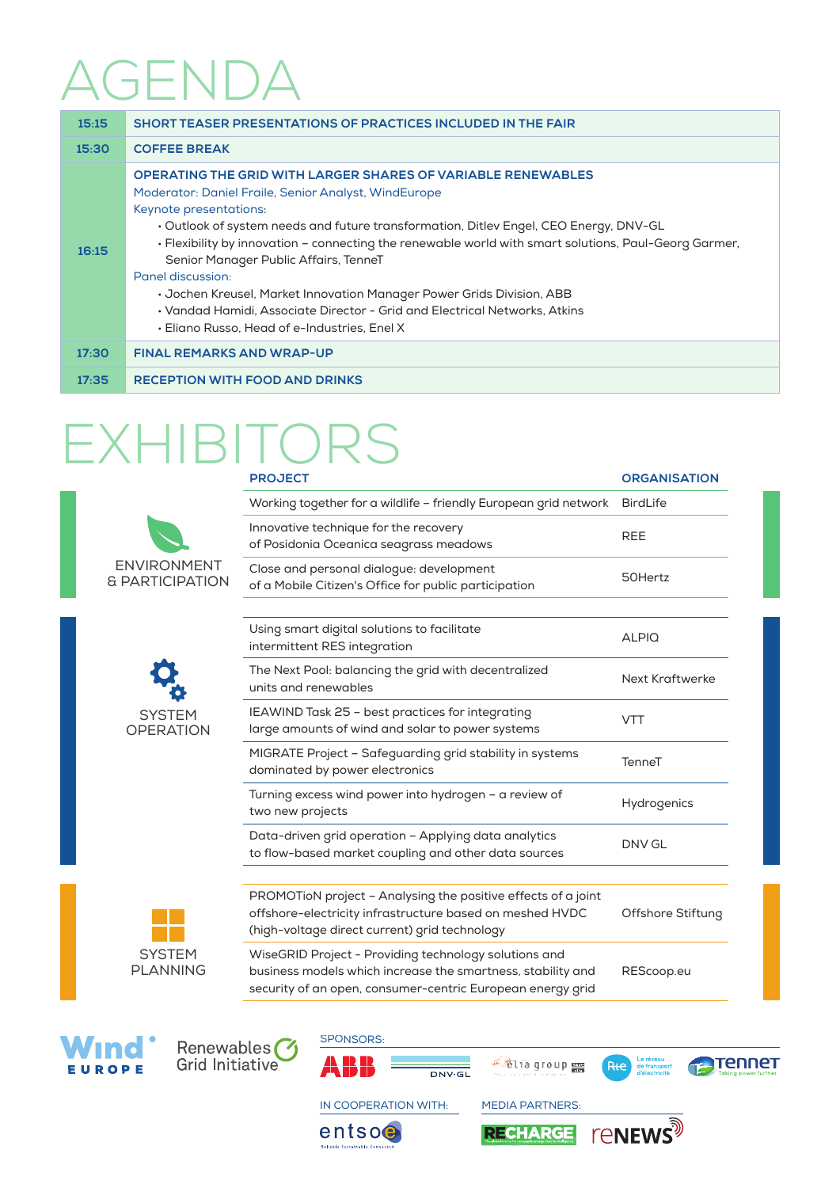# AGENDA

| | |
|---|---|
| 15:15 | **SHORT TEASER PRESENTATIONS OF PRACTICES INCLUDED IN THE FAIR** |
| 15:30 | **COFFEE BREAK** |
| 16:15 | **OPERATING THE GRID WITH LARGER SHARES OF VARIABLE RENEWABLES**<br>Moderator: Daniel Fraile, Senior Analyst, WindEurope<br>Keynote presentations:<br>• Outlook of system needs and future transformation, Ditlev Engel, CEO Energy, DNV-GL<br>• Flexibility by innovation – connecting the renewable world with smart solutions, Paul-Georg Garmer, Senior Manager Public Affairs, TenneT<br>Panel discussion:<br>• Jochen Kreusel, Market Innovation Manager Power Grids Division, ABB<br>• Vandad Hamidi, Associate Director - Grid and Electrical Networks, Atkins<br>• Eliano Russo, Head of e-Industries, Enel X |
| 17:30 | **FINAL REMARKS AND WRAP-UP** |
| 17:35 | **RECEPTION WITH FOOD AND DRINKS** |

# EXHIBITORS

| | PROJECT | ORGANISATION |
|---|---|---|
| ENVIRONMENT & PARTICIPATION | Working together for a wildlife – friendly European grid network | BirdLife |
| | Innovative technique for the recovery of Posidonia Oceanica seagrass meadows | REE |
| | Close and personal dialogue: development of a Mobile Citizen's Office for public participation | 50Hertz |
| SYSTEM OPERATION | Using smart digital solutions to facilitate intermittent RES integration | ALPIQ |
| | The Next Pool: balancing the grid with decentralized units and renewables | Next Kraftwerke |
| | IEAWIND Task 25 – best practices for integrating large amounts of wind and solar to power systems | VTT |
| | MIGRATE Project – Safeguarding grid stability in systems dominated by power electronics | TenneT |
| | Turning excess wind power into hydrogen – a review of two new projects | Hydrogenics |
| | Data-driven grid operation – Applying data analytics to flow-based market coupling and other data sources | DNV GL |
| SYSTEM PLANNING | PROMOTioN project – Analysing the positive effects of a joint offshore-electricity infrastructure based on meshed HVDC (high-voltage direct current) grid technology | Offshore Stiftung |
| | WiseGRID Project - Providing technology solutions and business models which increase the smartness, stability and security of an open, consumer-centric European energy grid | REScoop.eu |

Wind EUROPE

Renewables Grid Initiative

SPONSORS: ABB, DNV·GL, elia group, Rte, TenneT

IN COOPERATION WITH: entsoe

MEDIA PARTNERS: RECHARGE, reNEWS